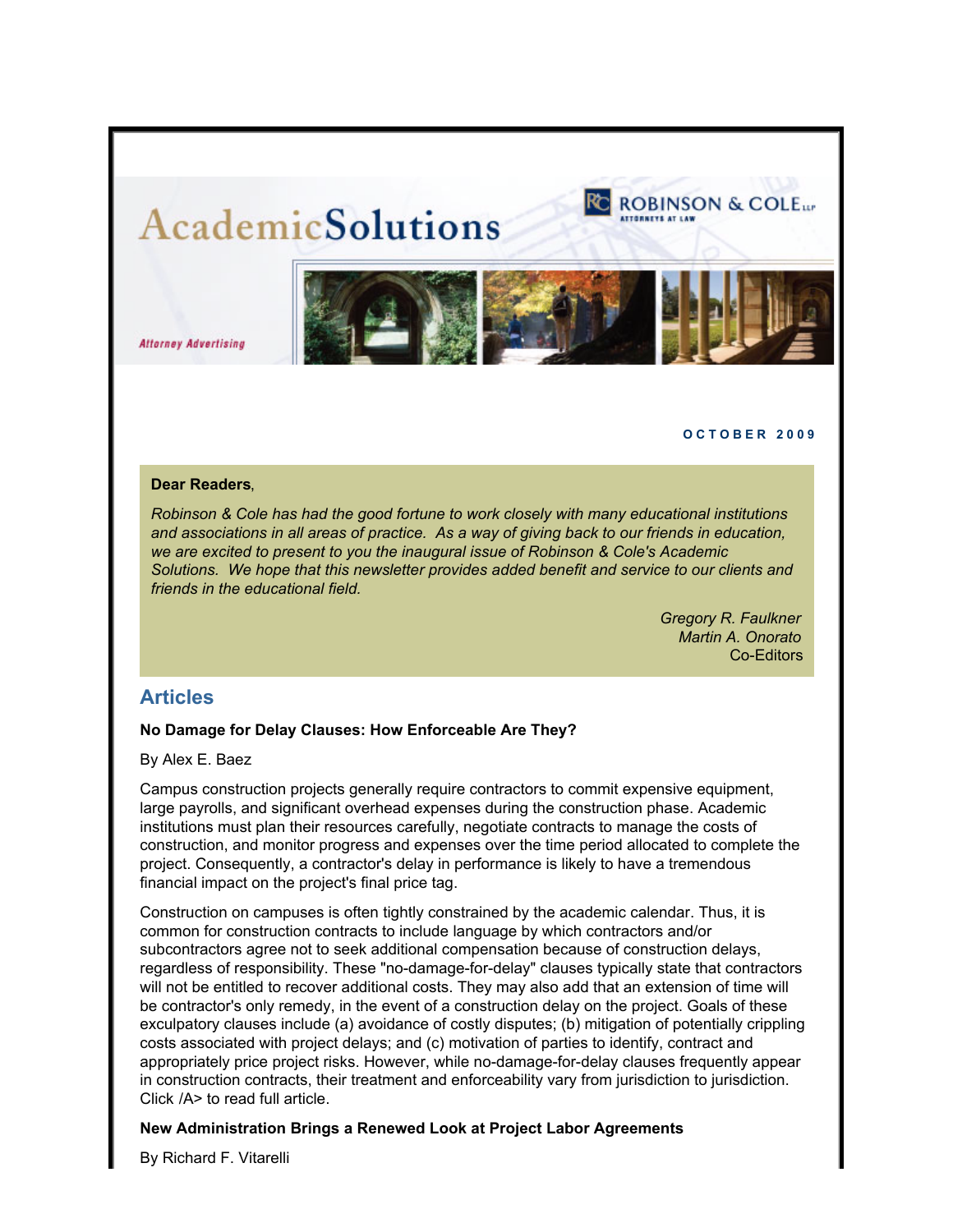# AcademicSolutions

ROBINSON & COLE LLP
ATTORNEYS AT LAW

*Attorney Advertising*

**OCTOBER 2009**

**Dear Readers**,

*Robinson & Cole has had the good fortune to work closely with many educational institutions and associations in all areas of practice. As a way of giving back to our friends in education, we are excited to present to you the inaugural issue of Robinson & Cole's Academic Solutions. We hope that this newsletter provides added benefit and service to our clients and friends in the educational field.*

*Gregory R. Faulkner*
*Martin A. Onorato*
Co-Editors

## Articles

**No Damage for Delay Clauses: How Enforceable Are They?**

By Alex E. Baez

Campus construction projects generally require contractors to commit expensive equipment, large payrolls, and significant overhead expenses during the construction phase. Academic institutions must plan their resources carefully, negotiate contracts to manage the costs of construction, and monitor progress and expenses over the time period allocated to complete the project. Consequently, a contractor's delay in performance is likely to have a tremendous financial impact on the project's final price tag.

Construction on campuses is often tightly constrained by the academic calendar. Thus, it is common for construction contracts to include language by which contractors and/or subcontractors agree not to seek additional compensation because of construction delays, regardless of responsibility. These "no-damage-for-delay" clauses typically state that contractors will not be entitled to recover additional costs. They may also add that an extension of time will be contractor's only remedy, in the event of a construction delay on the project. Goals of these exculpatory clauses include (a) avoidance of costly disputes; (b) mitigation of potentially crippling costs associated with project delays; and (c) motivation of parties to identify, contract and appropriately price project risks. However, while no-damage-for-delay clauses frequently appear in construction contracts, their treatment and enforceability vary from jurisdiction to jurisdiction. Click /A> to read full article.

**New Administration Brings a Renewed Look at Project Labor Agreements**

By Richard F. Vitarelli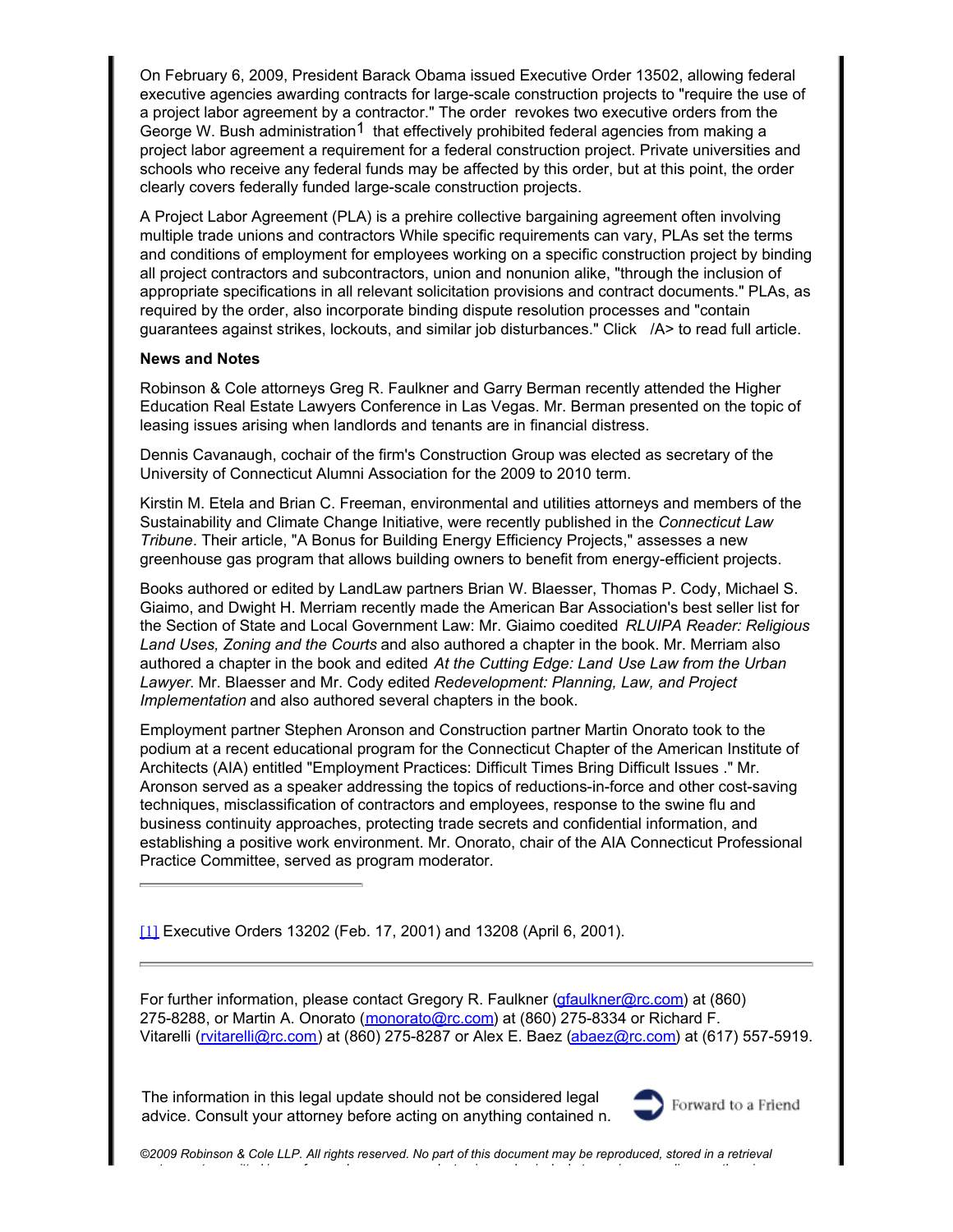On February 6, 2009, President Barack Obama issued Executive Order 13502, allowing federal executive agencies awarding contracts for large-scale construction projects to "require the use of a project labor agreement by a contractor." The order revokes two executive orders from the George W. Bush administration[1] that effectively prohibited federal agencies from making a project labor agreement a requirement for a federal construction project. Private universities and schools who receive any federal funds may be affected by this order, but at this point, the order clearly covers federally funded large-scale construction projects.

A Project Labor Agreement (PLA) is a prehire collective bargaining agreement often involving multiple trade unions and contractors While specific requirements can vary, PLAs set the terms and conditions of employment for employees working on a specific construction project by binding all project contractors and subcontractors, union and nonunion alike, "through the inclusion of appropriate specifications in all relevant solicitation provisions and contract documents." PLAs, as required by the order, also incorporate binding dispute resolution processes and "contain guarantees against strikes, lockouts, and similar job disturbances." Click /A> to read full article.

**News and Notes**

Robinson & Cole attorneys Greg R. Faulkner and Garry Berman recently attended the Higher Education Real Estate Lawyers Conference in Las Vegas. Mr. Berman presented on the topic of leasing issues arising when landlords and tenants are in financial distress.

Dennis Cavanaugh, cochair of the firm's Construction Group was elected as secretary of the University of Connecticut Alumni Association for the 2009 to 2010 term.

Kirstin M. Etela and Brian C. Freeman, environmental and utilities attorneys and members of the Sustainability and Climate Change Initiative, were recently published in the *Connecticut Law Tribune*. Their article, "A Bonus for Building Energy Efficiency Projects," assesses a new greenhouse gas program that allows building owners to benefit from energy-efficient projects.

Books authored or edited by LandLaw partners Brian W. Blaesser, Thomas P. Cody, Michael S. Giaimo, and Dwight H. Merriam recently made the American Bar Association's best seller list for the Section of State and Local Government Law: Mr. Giaimo coedited *RLUIPA Reader: Religious Land Uses, Zoning and the Courts* and also authored a chapter in the book. Mr. Merriam also authored a chapter in the book and edited *At the Cutting Edge: Land Use Law from the Urban Lawyer*. Mr. Blaesser and Mr. Cody edited *Redevelopment: Planning, Law, and Project Implementation* and also authored several chapters in the book.

Employment partner Stephen Aronson and Construction partner Martin Onorato took to the podium at a recent educational program for the Connecticut Chapter of the American Institute of Architects (AIA) entitled "Employment Practices: Difficult Times Bring Difficult Issues ." Mr. Aronson served as a speaker addressing the topics of reductions-in-force and other cost-saving techniques, misclassification of contractors and employees, response to the swine flu and business continuity approaches, protecting trade secrets and confidential information, and establishing a positive work environment. Mr. Onorato, chair of the AIA Connecticut Professional Practice Committee, served as program moderator.

---

[1] Executive Orders 13202 (Feb. 17, 2001) and 13208 (April 6, 2001).

---

For further information, please contact Gregory R. Faulkner (gfaulkner@rc.com) at (860) 275-8288, or Martin A. Onorato (monorato@rc.com) at (860) 275-8334 or Richard F. Vitarelli (rvitarelli@rc.com) at (860) 275-8287 or Alex E. Baez (abaez@rc.com) at (617) 557-5919.

The information in this legal update should not be considered legal advice. Consult your attorney before acting on anything contained n.

Forward to a Friend

*©2009 Robinson & Cole LLP. All rights reserved. No part of this document may be reproduced, stored in a retrieval*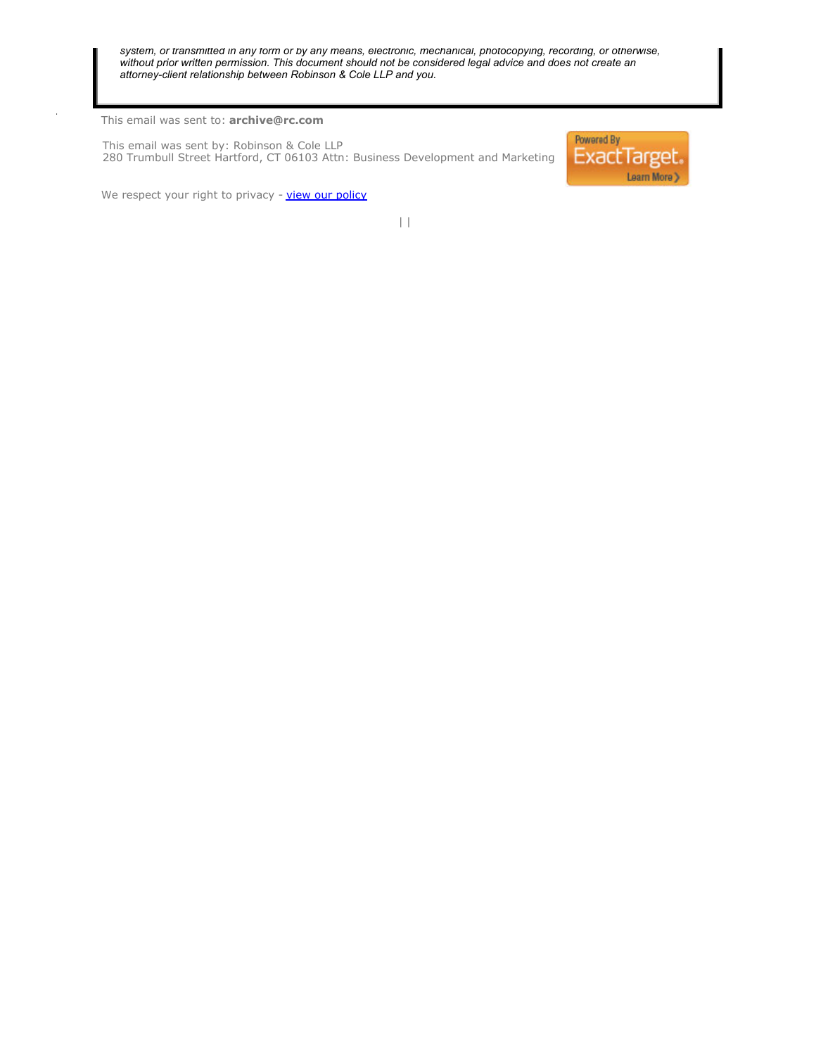*system, or transmitted in any form or by any means, electronic, mechanical, photocopying, recording, or otherwise, without prior written permission. This document should not be considered legal advice and does not create an attorney-client relationship between Robinson & Cole LLP and you.*

This email was sent to: **archive@rc.com**

This email was sent by: Robinson & Cole LLP
280 Trumbull Street Hartford, CT 06103 Attn: Business Development and Marketing

Powered By ExactTarget. Learn More

We respect your right to privacy - view our policy

| |